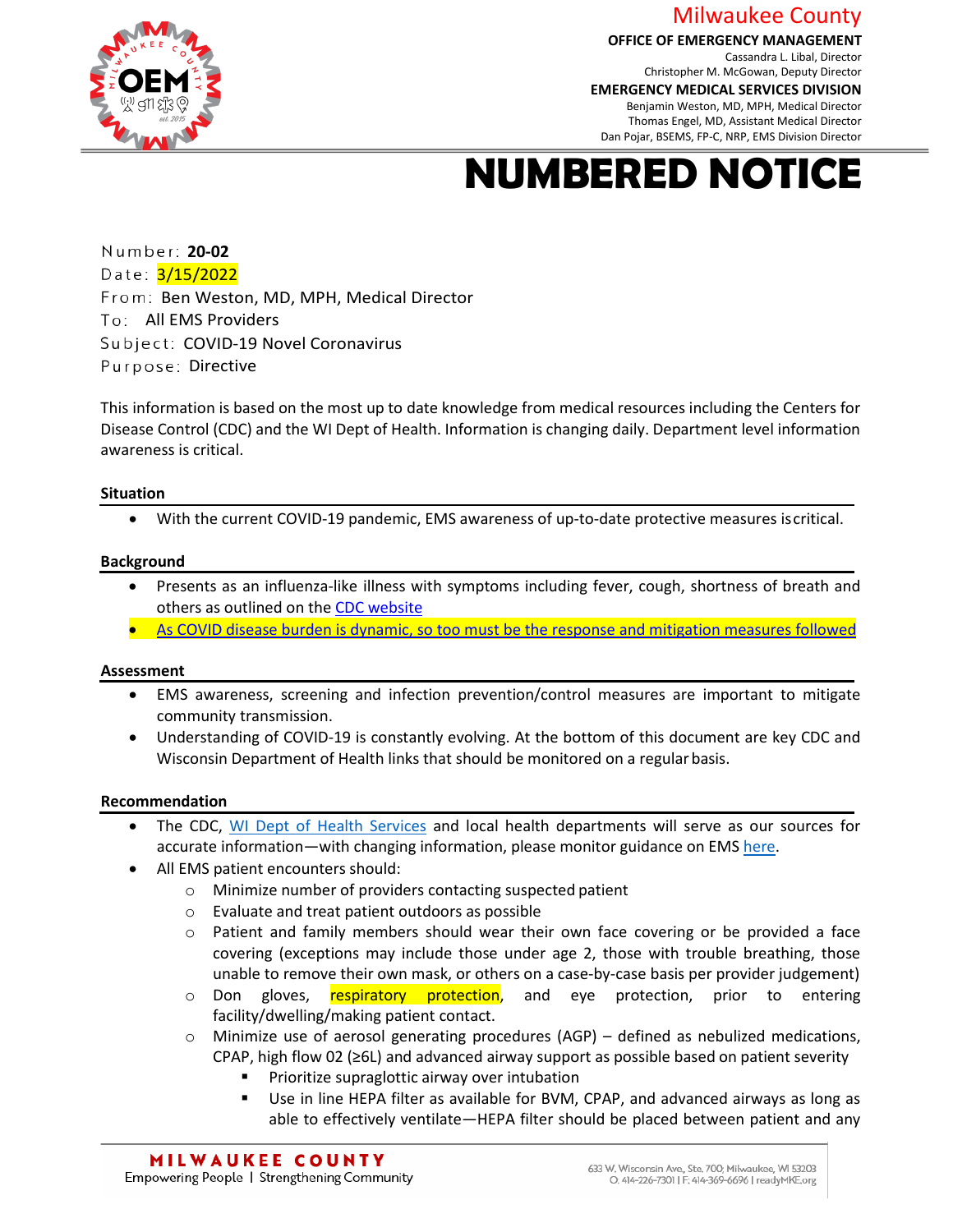Milwaukee County

**OFFICE OF EMERGENCY MANAGEMENT**
Cassandra L. Libal, Director
Christopher M. McGowan, Deputy Director

**EMERGENCY MEDICAL SERVICES DIVISION**
Benjamin Weston, MD, MPH, Medical Director
Thomas Engel, MD, Assistant Medical Director
Dan Pojar, BSEMS, FP-C, NRP, EMS Division Director

# NUMBERED NOTICE

Number: **20-02**
Date: 3/15/2022
From: Ben Weston, MD, MPH, Medical Director
To: All EMS Providers
Subject: COVID-19 Novel Coronavirus
Purpose: Directive

This information is based on the most up to date knowledge from medical resources including the Centers for Disease Control (CDC) and the WI Dept of Health. Information is changing daily. Department level information awareness is critical.

### Situation

- With the current COVID-19 pandemic, EMS awareness of up-to-date protective measures is critical.

### Background

- Presents as an influenza-like illness with symptoms including fever, cough, shortness of breath and others as outlined on the CDC website
- As COVID disease burden is dynamic, so too must be the response and mitigation measures followed

### Assessment

- EMS awareness, screening and infection prevention/control measures are important to mitigate community transmission.
- Understanding of COVID-19 is constantly evolving. At the bottom of this document are key CDC and Wisconsin Department of Health links that should be monitored on a regular basis.

### Recommendation

- The CDC, WI Dept of Health Services and local health departments will serve as our sources for accurate information—with changing information, please monitor guidance on EMS here.
- All EMS patient encounters should:
  - Minimize number of providers contacting suspected patient
  - Evaluate and treat patient outdoors as possible
  - Patient and family members should wear their own face covering or be provided a face covering (exceptions may include those under age 2, those with trouble breathing, those unable to remove their own mask, or others on a case-by-case basis per provider judgement)
  - Don gloves, respiratory protection, and eye protection, prior to entering facility/dwelling/making patient contact.
  - Minimize use of aerosol generating procedures (AGP) – defined as nebulized medications, CPAP, high flow 02 (≥6L) and advanced airway support as possible based on patient severity
    - Prioritize supraglottic airway over intubation
    - Use in line HEPA filter as available for BVM, CPAP, and advanced airways as long as able to effectively ventilate—HEPA filter should be placed between patient and any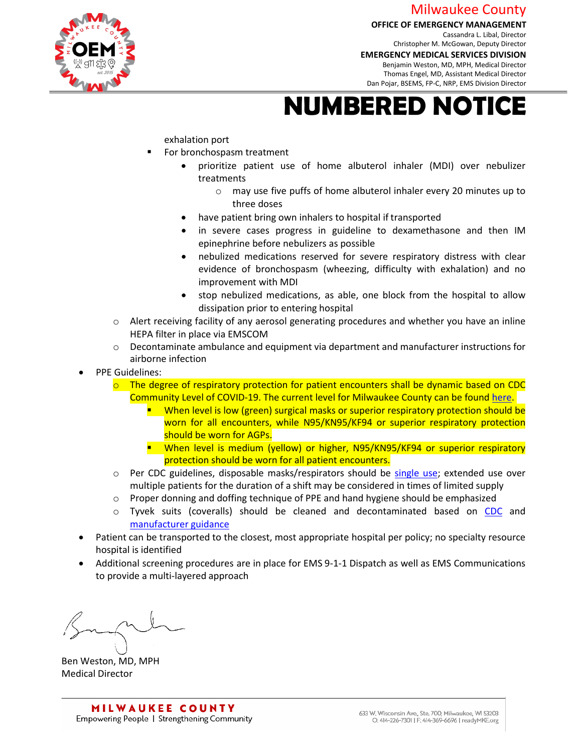exhalation port

        - For bronchospasm treatment
            - prioritize patient use of home albuterol inhaler (MDI) over nebulizer treatments
                - may use five puffs of home albuterol inhaler every 20 minutes up to three doses
            - have patient bring own inhalers to hospital if transported
            - in severe cases progress in guideline to dexamethasone and then IM epinephrine before nebulizers as possible
            - nebulized medications reserved for severe respiratory distress with clear evidence of bronchospasm (wheezing, difficulty with exhalation) and no improvement with MDI
            - stop nebulized medications, as able, one block from the hospital to allow dissipation prior to entering hospital
    - Alert receiving facility of any aerosol generating procedures and whether you have an inline HEPA filter in place via EMSCOM
    - Decontaminate ambulance and equipment via department and manufacturer instructions for airborne infection
- PPE Guidelines:
    - The degree of respiratory protection for patient encounters shall be dynamic based on CDC Community Level of COVID-19. The current level for Milwaukee County can be found here.
        - When level is low (green) surgical masks or superior respiratory protection should be worn for all encounters, while N95/KN95/KF94 or superior respiratory protection should be worn for AGPs.
        - When level is medium (yellow) or higher, N95/KN95/KF94 or superior respiratory protection should be worn for all patient encounters.
    - Per CDC guidelines, disposable masks/respirators should be single use; extended use over multiple patients for the duration of a shift may be considered in times of limited supply
    - Proper donning and doffing technique of PPE and hand hygiene should be emphasized
    - Tyvek suits (coveralls) should be cleaned and decontaminated based on CDC and manufacturer guidance
- Patient can be transported to the closest, most appropriate hospital per policy; no specialty resource hospital is identified
- Additional screening procedures are in place for EMS 9-1-1 Dispatch as well as EMS Communications to provide a multi-layered approach

Ben Weston, MD, MPH
Medical Director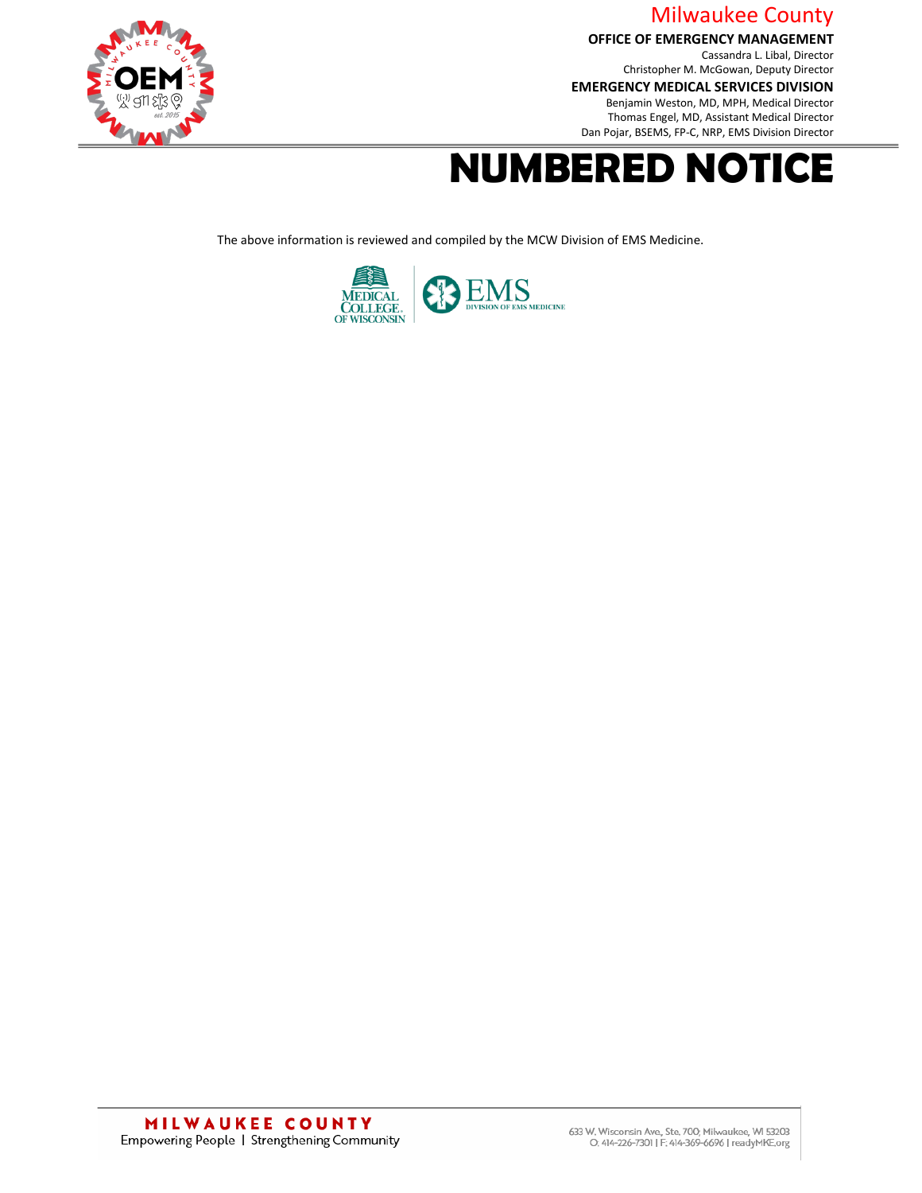Milwaukee County

**OFFICE OF EMERGENCY MANAGEMENT**

Cassandra L. Libal, Director
Christopher M. McGowan, Deputy Director

**EMERGENCY MEDICAL SERVICES DIVISION**

Benjamin Weston, MD, MPH, Medical Director
Thomas Engel, MD, Assistant Medical Director
Dan Pojar, BSEMS, FP-C, NRP, EMS Division Director

# NUMBERED NOTICE

The above information is reviewed and compiled by the MCW Division of EMS Medicine.

MILWAUKEE COUNTY
Empowering People | Strengthening Community

633 W. Wisconsin Ave., Ste. 700; Milwaukee, WI 53203
O: 414-226-7301 | F: 414-369-6696 | readyMKE.org